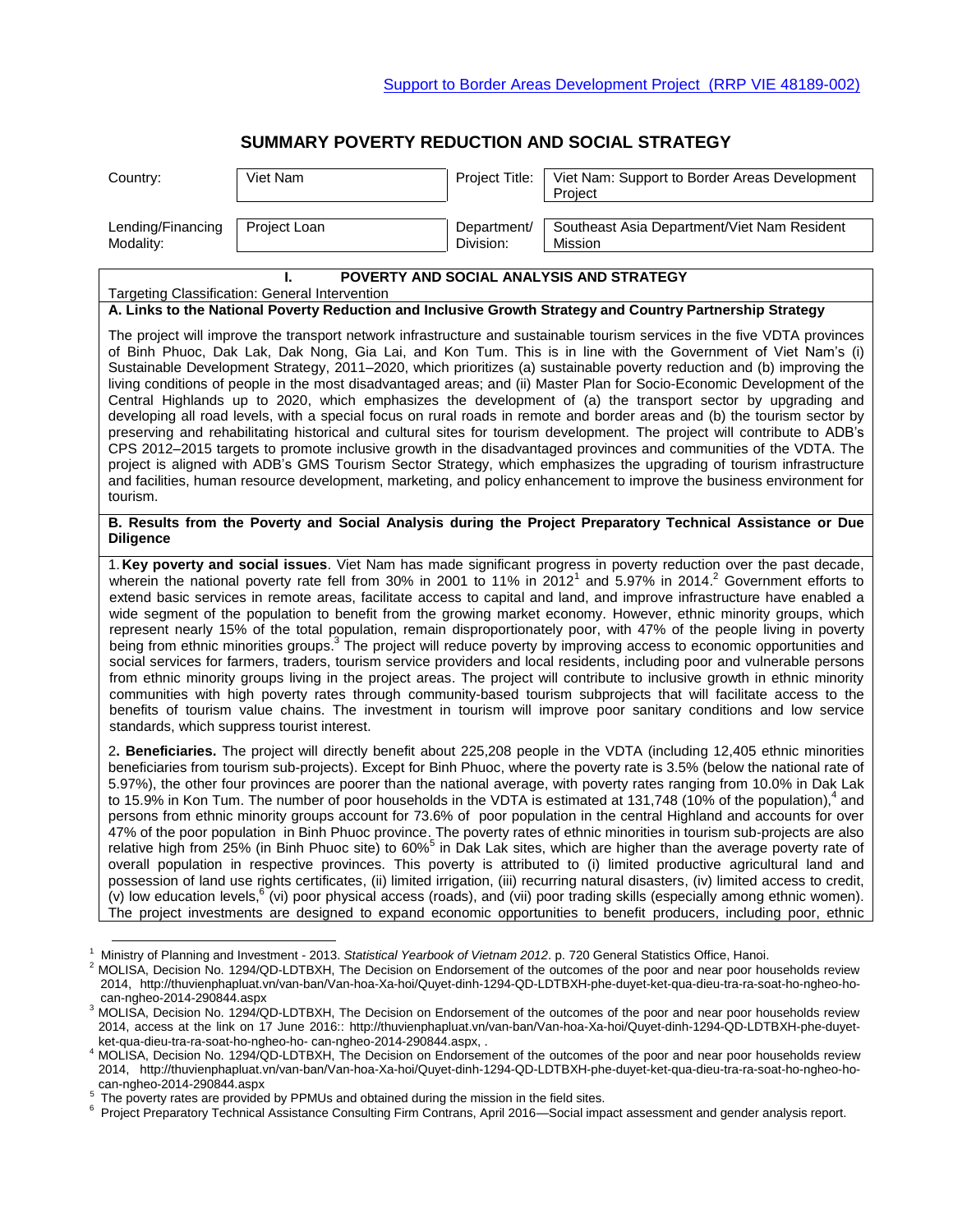[Support to Border Areas Development Project (RRP VIE 48189-002)]

# SUMMARY POVERTY REDUCTION AND SOCIAL STRATEGY

| Country: | Viet Nam | Project Title: | Viet Nam: Support to Border Areas Development Project |
|---|---|---|---|
| Lending/Financing Modality: | Project Loan | Department/ Division: | Southeast Asia Department/Viet Nam Resident Mission |

## I. POVERTY AND SOCIAL ANALYSIS AND STRATEGY

Targeting Classification: General Intervention

**A. Links to the National Poverty Reduction and Inclusive Growth Strategy and Country Partnership Strategy**

The project will improve the transport network infrastructure and sustainable tourism services in the five VDTA provinces of Binh Phuoc, Dak Lak, Dak Nong, Gia Lai, and Kon Tum. This is in line with the Government of Viet Nam's (i) Sustainable Development Strategy, 2011–2020, which prioritizes (a) sustainable poverty reduction and (b) improving the living conditions of people in the most disadvantaged areas; and (ii) Master Plan for Socio-Economic Development of the Central Highlands up to 2020, which emphasizes the development of (a) the transport sector by upgrading and developing all road levels, with a special focus on rural roads in remote and border areas and (b) the tourism sector by preserving and rehabilitating historical and cultural sites for tourism development. The project will contribute to ADB's CPS 2012–2015 targets to promote inclusive growth in the disadvantaged provinces and communities of the VDTA. The project is aligned with ADB's GMS Tourism Sector Strategy, which emphasizes the upgrading of tourism infrastructure and facilities, human resource development, marketing, and policy enhancement to improve the business environment for tourism.

**B. Results from the Poverty and Social Analysis during the Project Preparatory Technical Assistance or Due Diligence**

1. **Key poverty and social issues**. Viet Nam has made significant progress in poverty reduction over the past decade, wherein the national poverty rate fell from 30% in 2001 to 11% in 2012[1] and 5.97% in 2014.[2] Government efforts to extend basic services in remote areas, facilitate access to capital and land, and improve infrastructure have enabled a wide segment of the population to benefit from the growing market economy. However, ethnic minority groups, which represent nearly 15% of the total population, remain disproportionately poor, with 47% of the people living in poverty being from ethnic minorities groups.[3] The project will reduce poverty by improving access to economic opportunities and social services for farmers, traders, tourism service providers and local residents, including poor and vulnerable persons from ethnic minority groups living in the project areas. The project will contribute to inclusive growth in ethnic minority communities with high poverty rates through community-based tourism subprojects that will facilitate access to the benefits of tourism value chains. The investment in tourism will improve poor sanitary conditions and low service standards, which suppress tourist interest.

2. **Beneficiaries.** The project will directly benefit about 225,208 people in the VDTA (including 12,405 ethnic minorities beneficiaries from tourism sub-projects). Except for Binh Phuoc, where the poverty rate is 3.5% (below the national rate of 5.97%), the other four provinces are poorer than the national average, with poverty rates ranging from 10.0% in Dak Lak to 15.9% in Kon Tum. The number of poor households in the VDTA is estimated at 131,748 (10% of the population),[4] and persons from ethnic minority groups account for 73.6% of poor population in the central Highland and accounts for over 47% of the poor population in Binh Phuoc province. The poverty rates of ethnic minorities in tourism sub-projects are also relative high from 25% (in Binh Phuoc site) to 60%[5] in Dak Lak sites, which are higher than the average poverty rate of overall population in respective provinces. This poverty is attributed to (i) limited productive agricultural land and possession of land use rights certificates, (ii) limited irrigation, (iii) recurring natural disasters, (iv) limited access to credit, (v) low education levels,[6] (vi) poor physical access (roads), and (vii) poor trading skills (especially among ethnic women). The project investments are designed to expand economic opportunities to benefit producers, including poor, ethnic

---

[1] Ministry of Planning and Investment - 2013. *Statistical Yearbook of Vietnam 2012*. p. 720 General Statistics Office, Hanoi.

[2] MOLISA, Decision No. 1294/QD-LDTBXH, The Decision on Endorsement of the outcomes of the poor and near poor households review 2014, http://thuvienphapluat.vn/van-ban/Van-hoa-Xa-hoi/Quyet-dinh-1294-QD-LDTBXH-phe-duyet-ket-qua-dieu-tra-ra-soat-ho-ngheo-ho-can-ngheo-2014-290844.aspx

[3] MOLISA, Decision No. 1294/QD-LDTBXH, The Decision on Endorsement of the outcomes of the poor and near poor households review 2014, access at the link on 17 June 2016:: http://thuvienphapluat.vn/van-ban/Van-hoa-Xa-hoi/Quyet-dinh-1294-QD-LDTBXH-phe-duyet-ket-qua-dieu-tra-ra-soat-ho-ngheo-ho- can-ngheo-2014-290844.aspx, .

[4] MOLISA, Decision No. 1294/QD-LDTBXH, The Decision on Endorsement of the outcomes of the poor and near poor households review 2014, http://thuvienphapluat.vn/van-ban/Van-hoa-Xa-hoi/Quyet-dinh-1294-QD-LDTBXH-phe-duyet-ket-qua-dieu-tra-ra-soat-ho-ngheo-ho-can-ngheo-2014-290844.aspx

[5] The poverty rates are provided by PPMUs and obtained during the mission in the field sites.

[6] Project Preparatory Technical Assistance Consulting Firm Contrans, April 2016—Social impact assessment and gender analysis report.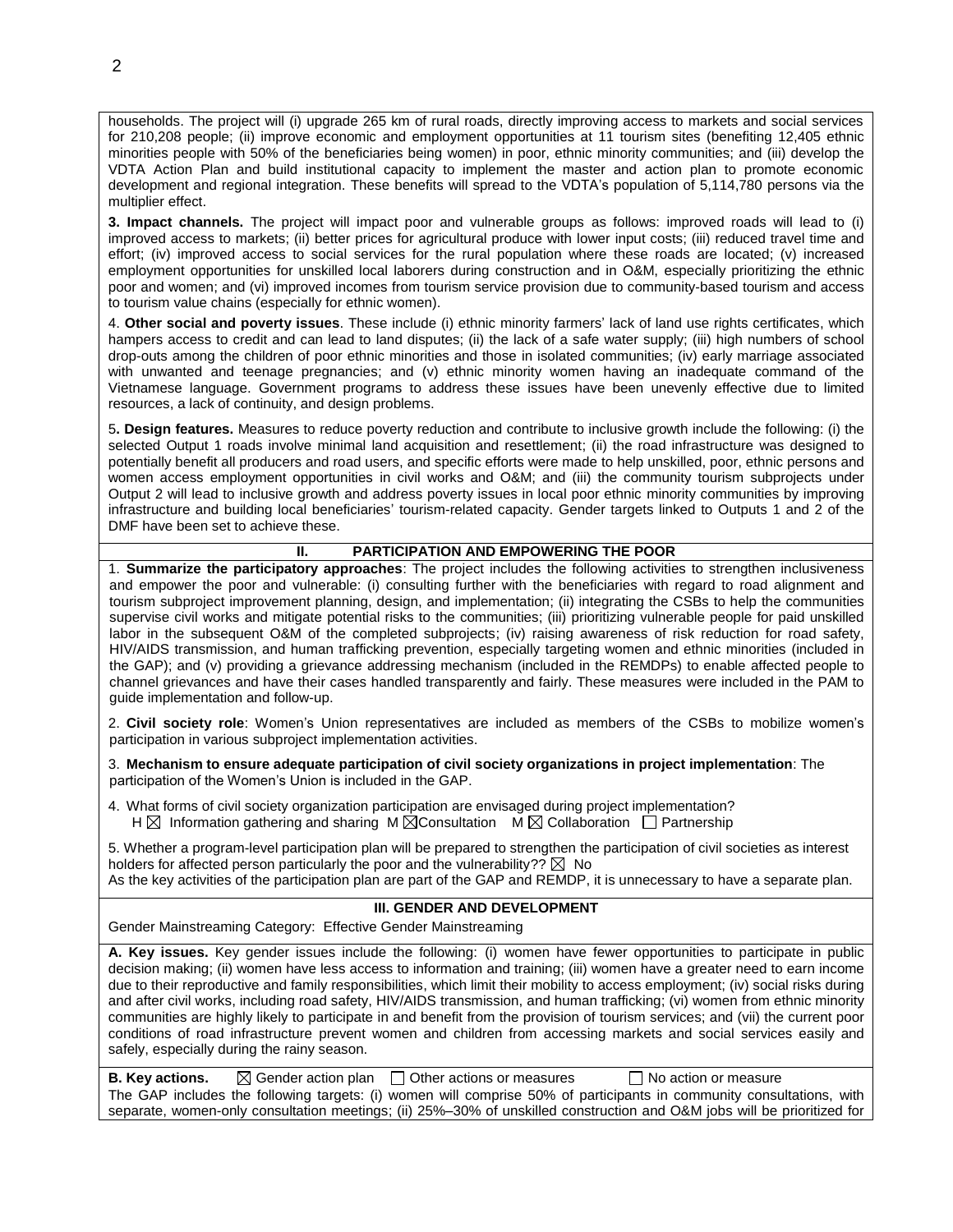households. The project will (i) upgrade 265 km of rural roads, directly improving access to markets and social services for 210,208 people; (ii) improve economic and employment opportunities at 11 tourism sites (benefiting 12,405 ethnic minorities people with 50% of the beneficiaries being women) in poor, ethnic minority communities; and (iii) develop the VDTA Action Plan and build institutional capacity to implement the master and action plan to promote economic development and regional integration. These benefits will spread to the VDTA's population of 5,114,780 persons via the multiplier effect.

**3. Impact channels.** The project will impact poor and vulnerable groups as follows: improved roads will lead to (i) improved access to markets; (ii) better prices for agricultural produce with lower input costs; (iii) reduced travel time and effort; (iv) improved access to social services for the rural population where these roads are located; (v) increased employment opportunities for unskilled local laborers during construction and in O&M, especially prioritizing the ethnic poor and women; and (vi) improved incomes from tourism service provision due to community-based tourism and access to tourism value chains (especially for ethnic women).

4. **Other social and poverty issues**. These include (i) ethnic minority farmers' lack of land use rights certificates, which hampers access to credit and can lead to land disputes; (ii) the lack of a safe water supply; (iii) high numbers of school drop-outs among the children of poor ethnic minorities and those in isolated communities; (iv) early marriage associated with unwanted and teenage pregnancies; and (v) ethnic minority women having an inadequate command of the Vietnamese language. Government programs to address these issues have been unevenly effective due to limited resources, a lack of continuity, and design problems.

5**. Design features.** Measures to reduce poverty reduction and contribute to inclusive growth include the following: (i) the selected Output 1 roads involve minimal land acquisition and resettlement; (ii) the road infrastructure was designed to potentially benefit all producers and road users, and specific efforts were made to help unskilled, poor, ethnic persons and women access employment opportunities in civil works and O&M; and (iii) the community tourism subprojects under Output 2 will lead to inclusive growth and address poverty issues in local poor ethnic minority communities by improving infrastructure and building local beneficiaries' tourism-related capacity. Gender targets linked to Outputs 1 and 2 of the DMF have been set to achieve these.

## II. PARTICIPATION AND EMPOWERING THE POOR

1. **Summarize the participatory approaches**: The project includes the following activities to strengthen inclusiveness and empower the poor and vulnerable: (i) consulting further with the beneficiaries with regard to road alignment and tourism subproject improvement planning, design, and implementation; (ii) integrating the CSBs to help the communities supervise civil works and mitigate potential risks to the communities; (iii) prioritizing vulnerable people for paid unskilled labor in the subsequent O&M of the completed subprojects; (iv) raising awareness of risk reduction for road safety, HIV/AIDS transmission, and human trafficking prevention, especially targeting women and ethnic minorities (included in the GAP); and (v) providing a grievance addressing mechanism (included in the REMDPs) to enable affected people to channel grievances and have their cases handled transparently and fairly. These measures were included in the PAM to guide implementation and follow-up.

2. **Civil society role**: Women's Union representatives are included as members of the CSBs to mobilize women's participation in various subproject implementation activities.

3. **Mechanism to ensure adequate participation of civil society organizations in project implementation**: The participation of the Women's Union is included in the GAP.

4. What forms of civil society organization participation are envisaged during project implementation?
H ☒ Information gathering and sharing M ☒Consultation M ☒ Collaboration ☐ Partnership

5. Whether a program-level participation plan will be prepared to strengthen the participation of civil societies as interest holders for affected person particularly the poor and the vulnerability?? ☒ No
As the key activities of the participation plan are part of the GAP and REMDP, it is unnecessary to have a separate plan.

## III. GENDER AND DEVELOPMENT

Gender Mainstreaming Category: Effective Gender Mainstreaming

**A. Key issues.** Key gender issues include the following: (i) women have fewer opportunities to participate in public decision making; (ii) women have less access to information and training; (iii) women have a greater need to earn income due to their reproductive and family responsibilities, which limit their mobility to access employment; (iv) social risks during and after civil works, including road safety, HIV/AIDS transmission, and human trafficking; (vi) women from ethnic minority communities are highly likely to participate in and benefit from the provision of tourism services; and (vii) the current poor conditions of road infrastructure prevent women and children from accessing markets and social services easily and safely, especially during the rainy season.

**B. Key actions.** ☒ Gender action plan ☐ Other actions or measures ☐ No action or measure
The GAP includes the following targets: (i) women will comprise 50% of participants in community consultations, with separate, women-only consultation meetings; (ii) 25%–30% of unskilled construction and O&M jobs will be prioritized for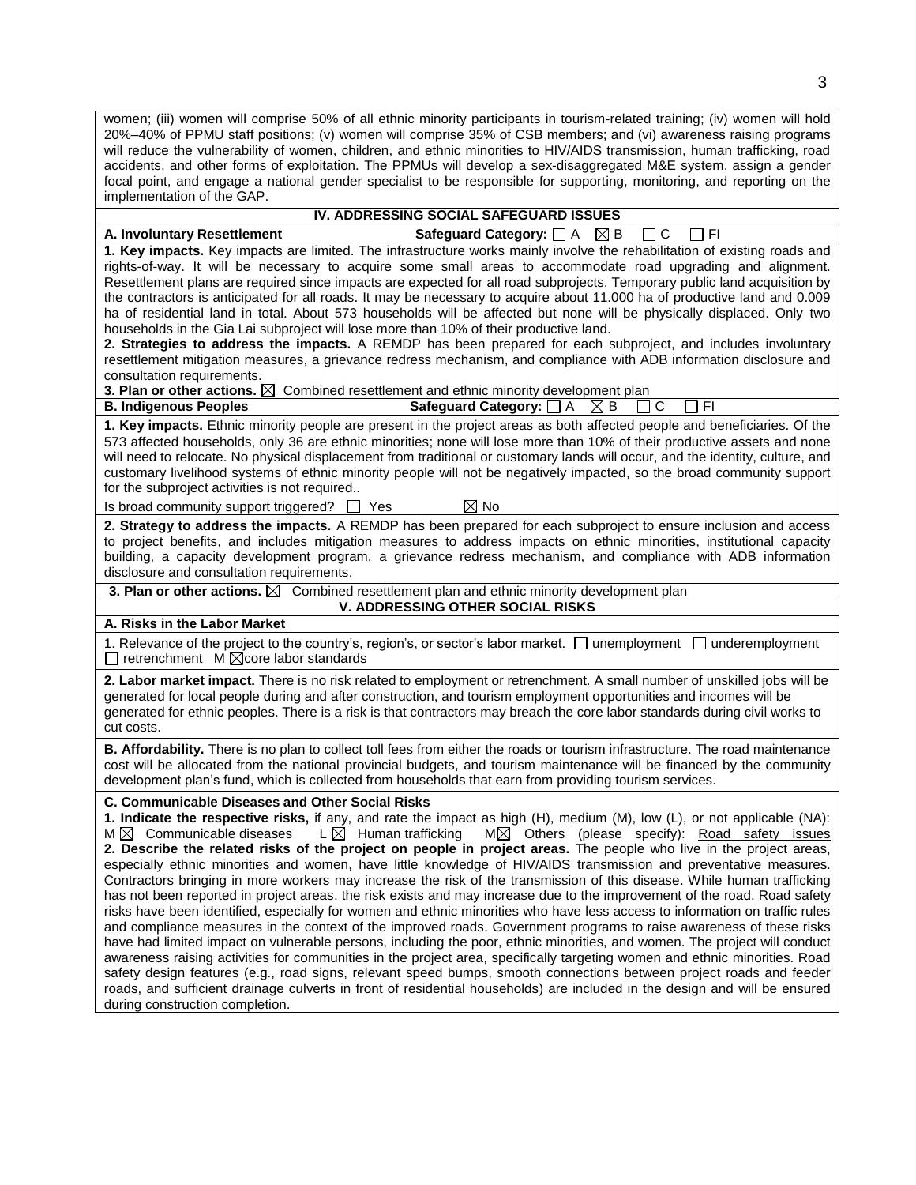women; (iii) women will comprise 50% of all ethnic minority participants in tourism-related training; (iv) women will hold 20%–40% of PPMU staff positions; (v) women will comprise 35% of CSB members; and (vi) awareness raising programs will reduce the vulnerability of women, children, and ethnic minorities to HIV/AIDS transmission, human trafficking, road accidents, and other forms of exploitation. The PPMUs will develop a sex-disaggregated M&E system, assign a gender focal point, and engage a national gender specialist to be responsible for supporting, monitoring, and reporting on the implementation of the GAP.

## IV. ADDRESSING SOCIAL SAFEGUARD ISSUES

**A. Involuntary Resettlement** **Safeguard Category:** ☐ A ☒ B ☐ C ☐ FI

**1. Key impacts.** Key impacts are limited. The infrastructure works mainly involve the rehabilitation of existing roads and rights-of-way. It will be necessary to acquire some small areas to accommodate road upgrading and alignment. Resettlement plans are required since impacts are expected for all road subprojects. Temporary public land acquisition by the contractors is anticipated for all roads. It may be necessary to acquire about 11.000 ha of productive land and 0.009 ha of residential land in total. About 573 households will be affected but none will be physically displaced. Only two households in the Gia Lai subproject will lose more than 10% of their productive land.

**2. Strategies to address the impacts.** A REMDP has been prepared for each subproject, and includes involuntary resettlement mitigation measures, a grievance redress mechanism, and compliance with ADB information disclosure and consultation requirements.

**3. Plan or other actions.** ☒ Combined resettlement and ethnic minority development plan

**B. Indigenous Peoples** **Safeguard Category:** ☐ A ☒ B ☐ C ☐ FI

**1. Key impacts.** Ethnic minority people are present in the project areas as both affected people and beneficiaries. Of the 573 affected households, only 36 are ethnic minorities; none will lose more than 10% of their productive assets and none will need to relocate. No physical displacement from traditional or customary lands will occur, and the identity, culture, and customary livelihood systems of ethnic minority people will not be negatively impacted, so the broad community support for the subproject activities is not required..

Is broad community support triggered? ☐ Yes ☒ No

**2. Strategy to address the impacts.** A REMDP has been prepared for each subproject to ensure inclusion and access to project benefits, and includes mitigation measures to address impacts on ethnic minorities, institutional capacity building, a capacity development program, a grievance redress mechanism, and compliance with ADB information disclosure and consultation requirements.

**3. Plan or other actions.** ☒ Combined resettlement plan and ethnic minority development plan

## V. ADDRESSING OTHER SOCIAL RISKS

**A. Risks in the Labor Market**

1. Relevance of the project to the country's, region's, or sector's labor market. ☐ unemployment ☐ underemployment ☐ retrenchment M ☒core labor standards

**2. Labor market impact.** There is no risk related to employment or retrenchment. A small number of unskilled jobs will be generated for local people during and after construction, and tourism employment opportunities and incomes will be generated for ethnic peoples. There is a risk is that contractors may breach the core labor standards during civil works to cut costs.

**B. Affordability.** There is no plan to collect toll fees from either the roads or tourism infrastructure. The road maintenance cost will be allocated from the national provincial budgets, and tourism maintenance will be financed by the community development plan's fund, which is collected from households that earn from providing tourism services.

**C. Communicable Diseases and Other Social Risks**

**1. Indicate the respective risks,** if any, and rate the impact as high (H), medium (M), low (L), or not applicable (NA): M ☒ Communicable diseases L ☒ Human trafficking M☒ Others (please specify): Road safety issues

**2. Describe the related risks of the project on people in project areas.** The people who live in the project areas, especially ethnic minorities and women, have little knowledge of HIV/AIDS transmission and preventative measures. Contractors bringing in more workers may increase the risk of the transmission of this disease. While human trafficking has not been reported in project areas, the risk exists and may increase due to the improvement of the road. Road safety risks have been identified, especially for women and ethnic minorities who have less access to information on traffic rules and compliance measures in the context of the improved roads. Government programs to raise awareness of these risks have had limited impact on vulnerable persons, including the poor, ethnic minorities, and women. The project will conduct awareness raising activities for communities in the project area, specifically targeting women and ethnic minorities. Road safety design features (e.g., road signs, relevant speed bumps, smooth connections between project roads and feeder roads, and sufficient drainage culverts in front of residential households) are included in the design and will be ensured during construction completion.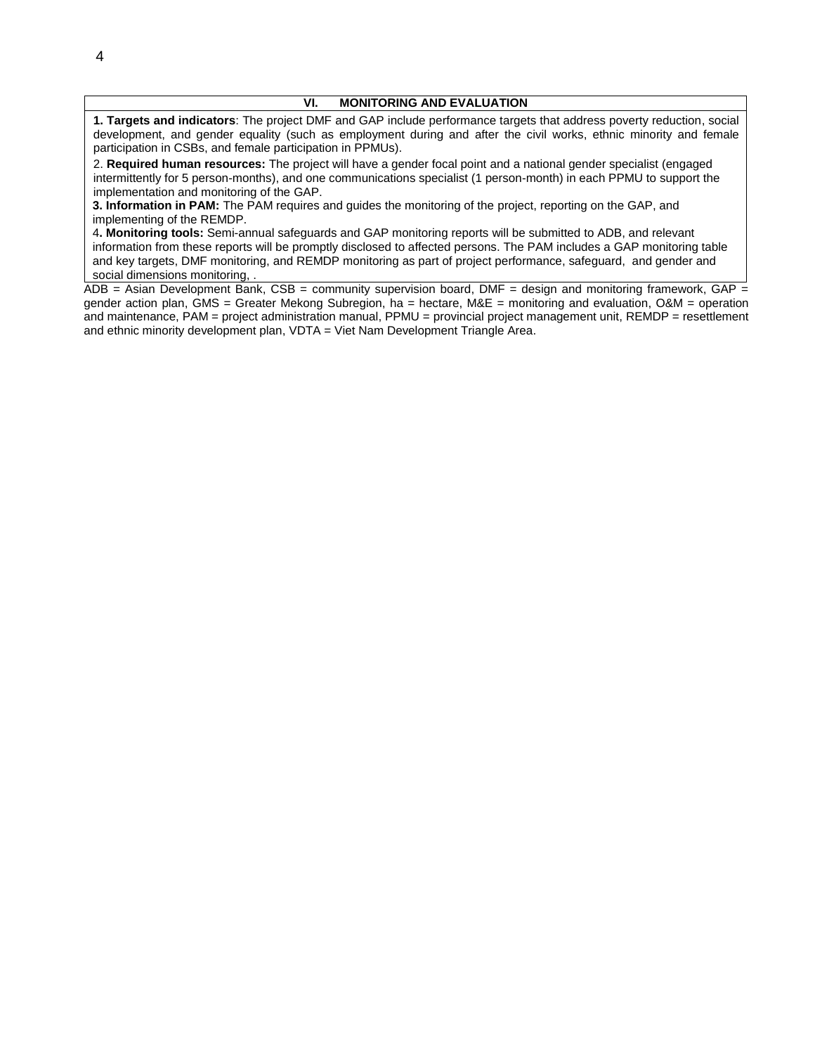## VI. MONITORING AND EVALUATION

**1. Targets and indicators**: The project DMF and GAP include performance targets that address poverty reduction, social development, and gender equality (such as employment during and after the civil works, ethnic minority and female participation in CSBs, and female participation in PPMUs).

2. **Required human resources:** The project will have a gender focal point and a national gender specialist (engaged intermittently for 5 person-months), and one communications specialist (1 person-month) in each PPMU to support the implementation and monitoring of the GAP.

**3. Information in PAM:** The PAM requires and guides the monitoring of the project, reporting on the GAP, and implementing of the REMDP.

4**. Monitoring tools:** Semi-annual safeguards and GAP monitoring reports will be submitted to ADB, and relevant information from these reports will be promptly disclosed to affected persons. The PAM includes a GAP monitoring table and key targets, DMF monitoring, and REMDP monitoring as part of project performance, safeguard, and gender and social dimensions monitoring, .

ADB = Asian Development Bank, CSB = community supervision board, DMF = design and monitoring framework, GAP = gender action plan, GMS = Greater Mekong Subregion, ha = hectare, M&E = monitoring and evaluation, O&M = operation and maintenance, PAM = project administration manual, PPMU = provincial project management unit, REMDP = resettlement and ethnic minority development plan, VDTA = Viet Nam Development Triangle Area.